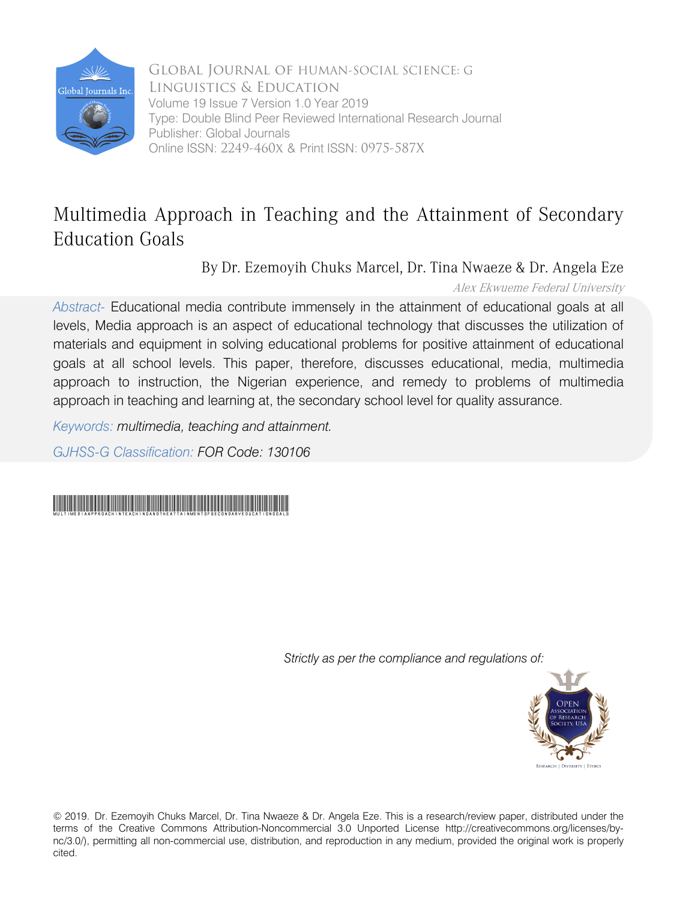Global Journal of human-social science: G
Linguistics & Education
Volume 19 Issue 7 Version 1.0 Year 2019
Type: Double Blind Peer Reviewed International Research Journal
Publisher: Global Journals
Online ISSN: 2249-460X & Print ISSN: 0975-587X

# Multimedia Approach in Teaching and the Attainment of Secondary Education Goals

By Dr. Ezemoyih Chuks Marcel, Dr. Tina Nwaeze & Dr. Angela Eze

*Alex Ekwueme Federal University*

*Abstract-* Educational media contribute immensely in the attainment of educational goals at all levels, Media approach is an aspect of educational technology that discusses the utilization of materials and equipment in solving educational problems for positive attainment of educational goals at all school levels. This paper, therefore, discusses educational, media, multimedia approach to instruction, the Nigerian experience, and remedy to problems of multimedia approach in teaching and learning at, the secondary school level for quality assurance.

*Keywords: multimedia, teaching and attainment.*

*GJHSS-G Classification: FOR Code: 130106*

MULTIMEDIAAPPROACHINTEACHINGANDTHEATTAINMENTOFSECONDARYEDUCATIONGOALS

*Strictly as per the compliance and regulations of:*

© 2019. Dr. Ezemoyih Chuks Marcel, Dr. Tina Nwaeze & Dr. Angela Eze. This is a research/review paper, distributed under the terms of the Creative Commons Attribution-Noncommercial 3.0 Unported License http://creativecommons.org/licenses/by-nc/3.0/), permitting all non-commercial use, distribution, and reproduction in any medium, provided the original work is properly cited.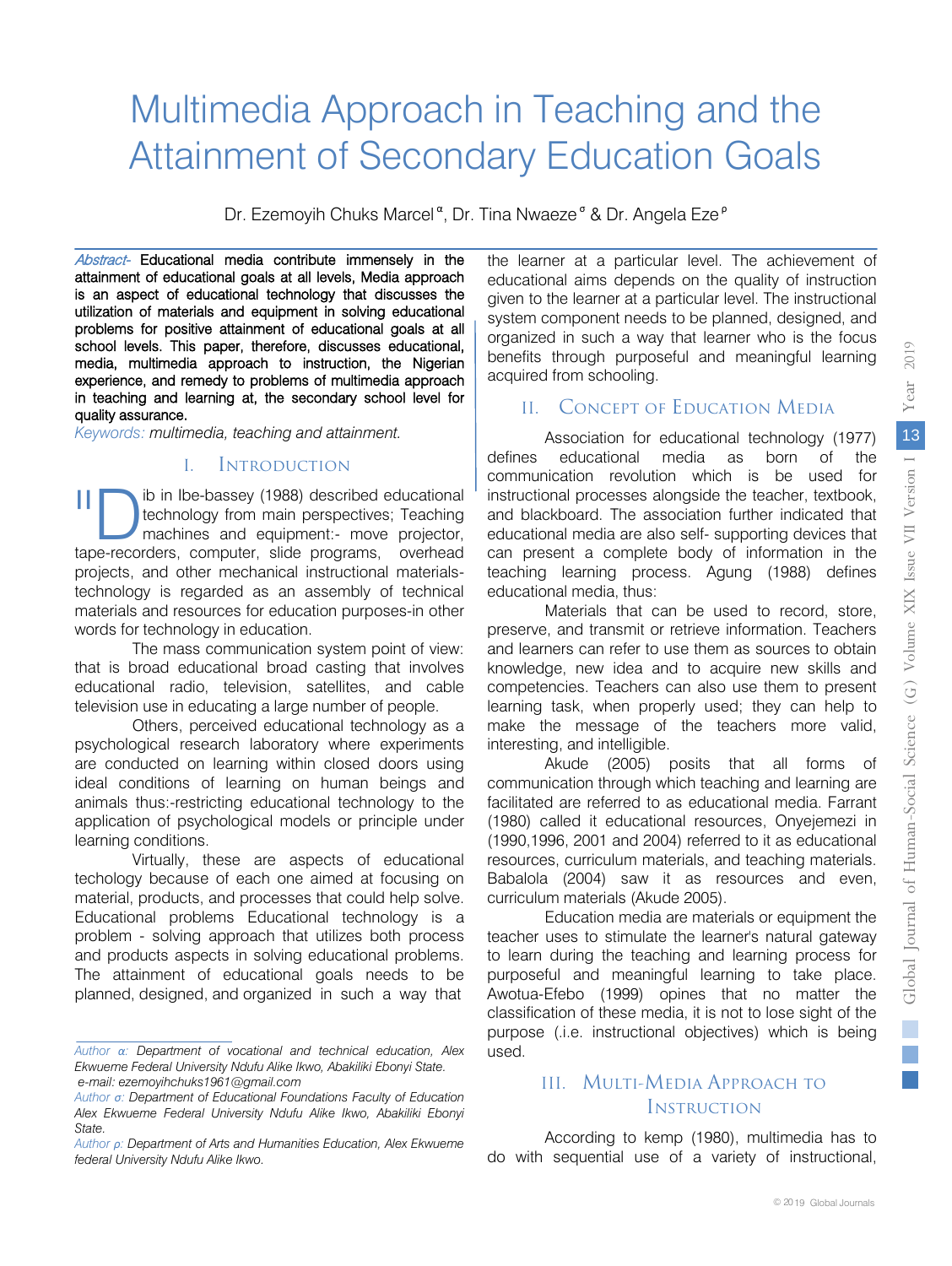# Multimedia Approach in Teaching and the Attainment of Secondary Education Goals

Dr. Ezemoyih Chuks Marcel [α], Dr. Tina Nwaeze [σ] & Dr. Angela Eze [ρ]

*Abstract-* Educational media contribute immensely in the attainment of educational goals at all levels, Media approach is an aspect of educational technology that discusses the utilization of materials and equipment in solving educational problems for positive attainment of educational goals at all school levels. This paper, therefore, discusses educational, media, multimedia approach to instruction, the Nigerian experience, and remedy to problems of multimedia approach in teaching and learning at, the secondary school level for quality assurance.

*Keywords: multimedia, teaching and attainment.*

## I. Introduction

II Dib in Ibe-bassey (1988) described educational technology from main perspectives; Teaching machines and equipment:- move projector, tape-recorders, computer, slide programs, overhead projects, and other mechanical instructional materials-technology is regarded as an assembly of technical materials and resources for education purposes-in other words for technology in education.

The mass communication system point of view: that is broad educational broad casting that involves educational radio, television, satellites, and cable television use in educating a large number of people.

Others, perceived educational technology as a psychological research laboratory where experiments are conducted on learning within closed doors using ideal conditions of learning on human beings and animals thus:-restricting educational technology to the application of psychological models or principle under learning conditions.

Virtually, these are aspects of educational techology because of each one aimed at focusing on material, products, and processes that could help solve. Educational problems Educational technology is a problem - solving approach that utilizes both process and products aspects in solving educational problems. The attainment of educational goals needs to be planned, designed, and organized in such a way that the learner at a particular level. The achievement of educational aims depends on the quality of instruction given to the learner at a particular level. The instructional system component needs to be planned, designed, and organized in such a way that learner who is the focus benefits through purposeful and meaningful learning acquired from schooling.

*Author α: Department of vocational and technical education, Alex Ekwueme Federal University Ndufu Alike Ikwo, Abakiliki Ebonyi State. e-mail: ezemoyihchuks1961@gmail.com*

*Author σ: Department of Educational Foundations Faculty of Education Alex Ekwueme Federal University Ndufu Alike Ikwo, Abakiliki Ebonyi State.*

*Author ρ: Department of Arts and Humanities Education, Alex Ekwueme federal University Ndufu Alike Ikwo.*

## II. Concept of Education Media

Association for educational technology (1977) defines educational media as born of the communication revolution which is be used for instructional processes alongside the teacher, textbook, and blackboard. The association further indicated that educational media are also self- supporting devices that can present a complete body of information in the teaching learning process. Agung (1988) defines educational media, thus:

Materials that can be used to record, store, preserve, and transmit or retrieve information. Teachers and learners can refer to use them as sources to obtain knowledge, new idea and to acquire new skills and competencies. Teachers can also use them to present learning task, when properly used; they can help to make the message of the teachers more valid, interesting, and intelligible.

Akude (2005) posits that all forms of communication through which teaching and learning are facilitated are referred to as educational media. Farrant (1980) called it educational resources, Onyejemezi in (1990,1996, 2001 and 2004) referred to it as educational resources, curriculum materials, and teaching materials. Babalola (2004) saw it as resources and even, curriculum materials (Akude 2005).

Education media are materials or equipment the teacher uses to stimulate the learner's natural gateway to learn during the teaching and learning process for purposeful and meaningful learning to take place. Awotua-Efebo (1999) opines that no matter the classification of these media, it is not to lose sight of the purpose (.i.e. instructional objectives) which is being used.

## III. Multi-Media Approach to Instruction

According to kemp (1980), multimedia has to do with sequential use of a variety of instructional,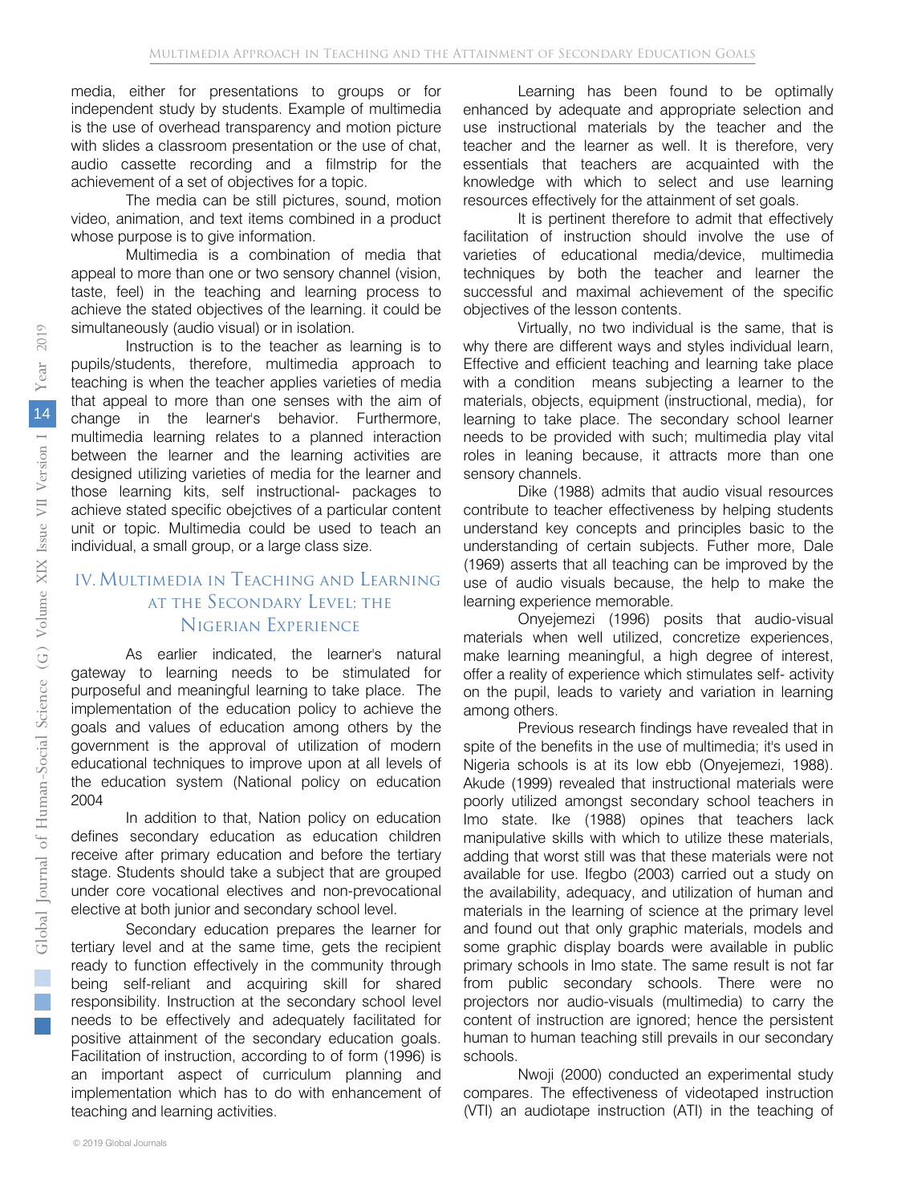media, either for presentations to groups or for independent study by students. Example of multimedia is the use of overhead transparency and motion picture with slides a classroom presentation or the use of chat, audio cassette recording and a filmstrip for the achievement of a set of objectives for a topic.

The media can be still pictures, sound, motion video, animation, and text items combined in a product whose purpose is to give information.

Multimedia is a combination of media that appeal to more than one or two sensory channel (vision, taste, feel) in the teaching and learning process to achieve the stated objectives of the learning. it could be simultaneously (audio visual) or in isolation.

Instruction is to the teacher as learning is to pupils/students, therefore, multimedia approach to teaching is when the teacher applies varieties of media that appeal to more than one senses with the aim of change in the learner's behavior. Furthermore, multimedia learning relates to a planned interaction between the learner and the learning activities are designed utilizing varieties of media for the learner and those learning kits, self instructional- packages to achieve stated specific obejctives of a particular content unit or topic. Multimedia could be used to teach an individual, a small group, or a large class size.

## IV. Multimedia in Teaching and Learning at the Secondary Level; the Nigerian Experience

As earlier indicated, the learner's natural gateway to learning needs to be stimulated for purposeful and meaningful learning to take place. The implementation of the education policy to achieve the goals and values of education among others by the government is the approval of utilization of modern educational techniques to improve upon at all levels of the education system (National policy on education 2004

In addition to that, Nation policy on education defines secondary education as education children receive after primary education and before the tertiary stage. Students should take a subject that are grouped under core vocational electives and non-prevocational elective at both junior and secondary school level.

Secondary education prepares the learner for tertiary level and at the same time, gets the recipient ready to function effectively in the community through being self-reliant and acquiring skill for shared responsibility. Instruction at the secondary school level needs to be effectively and adequately facilitated for positive attainment of the secondary education goals. Facilitation of instruction, according to of form (1996) is an important aspect of curriculum planning and implementation which has to do with enhancement of teaching and learning activities.

Learning has been found to be optimally enhanced by adequate and appropriate selection and use instructional materials by the teacher and the teacher and the learner as well. It is therefore, very essentials that teachers are acquainted with the knowledge with which to select and use learning resources effectively for the attainment of set goals.

It is pertinent therefore to admit that effectively facilitation of instruction should involve the use of varieties of educational media/device, multimedia techniques by both the teacher and learner the successful and maximal achievement of the specific objectives of the lesson contents.

Virtually, no two individual is the same, that is why there are different ways and styles individual learn, Effective and efficient teaching and learning take place with a condition means subjecting a learner to the materials, objects, equipment (instructional, media), for learning to take place. The secondary school learner needs to be provided with such; multimedia play vital roles in leaning because, it attracts more than one sensory channels.

Dike (1988) admits that audio visual resources contribute to teacher effectiveness by helping students understand key concepts and principles basic to the understanding of certain subjects. Futher more, Dale (1969) asserts that all teaching can be improved by the use of audio visuals because, the help to make the learning experience memorable.

Onyejemezi (1996) posits that audio-visual materials when well utilized, concretize experiences, make learning meaningful, a high degree of interest, offer a reality of experience which stimulates self- activity on the pupil, leads to variety and variation in learning among others.

Previous research findings have revealed that in spite of the benefits in the use of multimedia; it's used in Nigeria schools is at its low ebb (Onyejemezi, 1988). Akude (1999) revealed that instructional materials were poorly utilized amongst secondary school teachers in Imo state. Ike (1988) opines that teachers lack manipulative skills with which to utilize these materials, adding that worst still was that these materials were not available for use. Ifegbo (2003) carried out a study on the availability, adequacy, and utilization of human and materials in the learning of science at the primary level and found out that only graphic materials, models and some graphic display boards were available in public primary schools in Imo state. The same result is not far from public secondary schools. There were no projectors nor audio-visuals (multimedia) to carry the content of instruction are ignored; hence the persistent human to human teaching still prevails in our secondary schools.

Nwoji (2000) conducted an experimental study compares. The effectiveness of videotaped instruction (VTI) an audiotape instruction (ATI) in the teaching of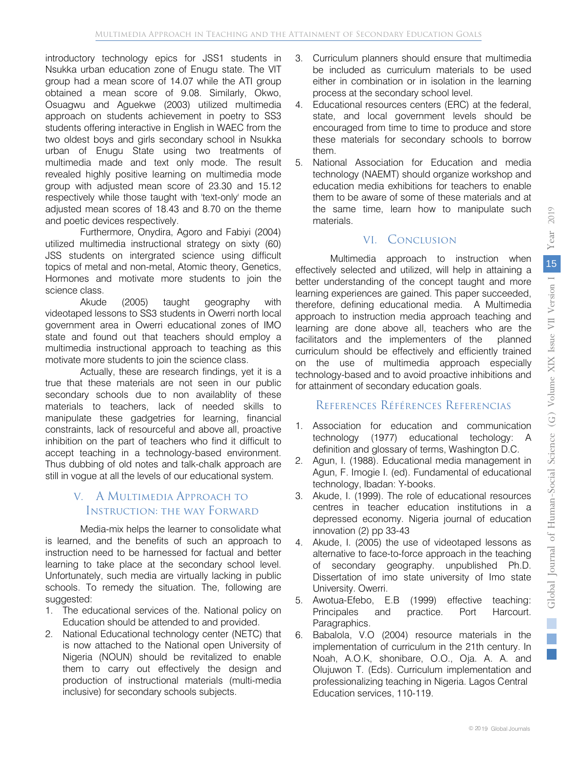introductory technology epics for JSS1 students in Nsukka urban education zone of Enugu state. The VIT group had a mean score of 14.07 while the ATI group obtained a mean score of 9.08. Similarly, Okwo, Osuagwu and Aguekwe (2003) utilized multimedia approach on students achievement in poetry to SS3 students offering interactive in English in WAEC from the two oldest boys and girls secondary school in Nsukka urban of Enugu State using two treatments of multimedia made and text only mode. The result revealed highly positive learning on multimedia mode group with adjusted mean score of 23.30 and 15.12 respectively while those taught with 'text-only' mode an adjusted mean scores of 18.43 and 8.70 on the theme and poetic devices respectively.

Furthermore, Onydira, Agoro and Fabiyi (2004) utilized multimedia instructional strategy on sixty (60) JSS students on intergrated science using difficult topics of metal and non-metal, Atomic theory, Genetics, Hormones and motivate more students to join the science class.

Akude (2005) taught geography with videotaped lessons to SS3 students in Owerri north local government area in Owerri educational zones of IMO state and found out that teachers should employ a multimedia instructional approach to teaching as this motivate more students to join the science class.

Actually, these are research findings, yet it is a true that these materials are not seen in our public secondary schools due to non availablity of these materials to teachers, lack of needed skills to manipulate these gadgetries for learning, financial constraints, lack of resourceful and above all, proactive inhibition on the part of teachers who find it difficult to accept teaching in a technology-based environment. Thus dubbing of old notes and talk-chalk approach are still in vogue at all the levels of our educational system.

## V. A Multimedia Approach to Instruction: the way Forward

Media-mix helps the learner to consolidate what is learned, and the benefits of such an approach to instruction need to be harnessed for factual and better learning to take place at the secondary school level. Unfortunately, such media are virtually lacking in public schools. To remedy the situation. The, following are suggested:

1. The educational services of the. National policy on Education should be attended to and provided.
2. National Educational technology center (NETC) that is now attached to the National open University of Nigeria (NOUN) should be revitalized to enable them to carry out effectively the design and production of instructional materials (multi-media inclusive) for secondary schools subjects.
3. Curriculum planners should ensure that multimedia be included as curriculum materials to be used either in combination or in isolation in the learning process at the secondary school level.
4. Educational resources centers (ERC) at the federal, state, and local government levels should be encouraged from time to time to produce and store these materials for secondary schools to borrow them.
5. National Association for Education and media technology (NAEMT) should organize workshop and education media exhibitions for teachers to enable them to be aware of some of these materials and at the same time, learn how to manipulate such materials.

## VI. Conclusion

Multimedia approach to instruction when effectively selected and utilized, will help in attaining a better understanding of the concept taught and more learning experiences are gained. This paper succeeded, therefore, defining educational media. A Multimedia approach to instruction media approach teaching and learning are done above all, teachers who are the facilitators and the implementers of the planned curriculum should be effectively and efficiently trained on the use of multimedia approach especially technology-based and to avoid proactive inhibitions and for attainment of secondary education goals.

## References Références Referencias

1. Association for education and communication technology (1977) educational techology: A definition and glossary of terms, Washington D.C.
2. Agun, I. (1988). Educational media management in Agun, F. Imogie I. (ed). Fundamental of educational technology, Ibadan: Y-books.
3. Akude, I. (1999). The role of educational resources centres in teacher education institutions in a depressed economy. Nigeria journal of education innovation (2) pp 33-43
4. Akude, I. (2005) the use of videotaped lessons as alternative to face-to-force approach in the teaching of secondary geography. unpublished Ph.D. Dissertation of imo state university of Imo state University. Owerri.
5. Awotua-Efebo, E.B (1999) effective teaching: Principales and practice. Port Harcourt. Paragraphics.
6. Babalola, V.O (2004) resource materials in the implementation of curriculum in the 21th century. In Noah, A.O.K, shonibare, O.O., Oja. A. A. and Olujuwon T. (Eds). Curriculum implementation and professionalizing teaching in Nigeria. Lagos Central Education services, 110-119.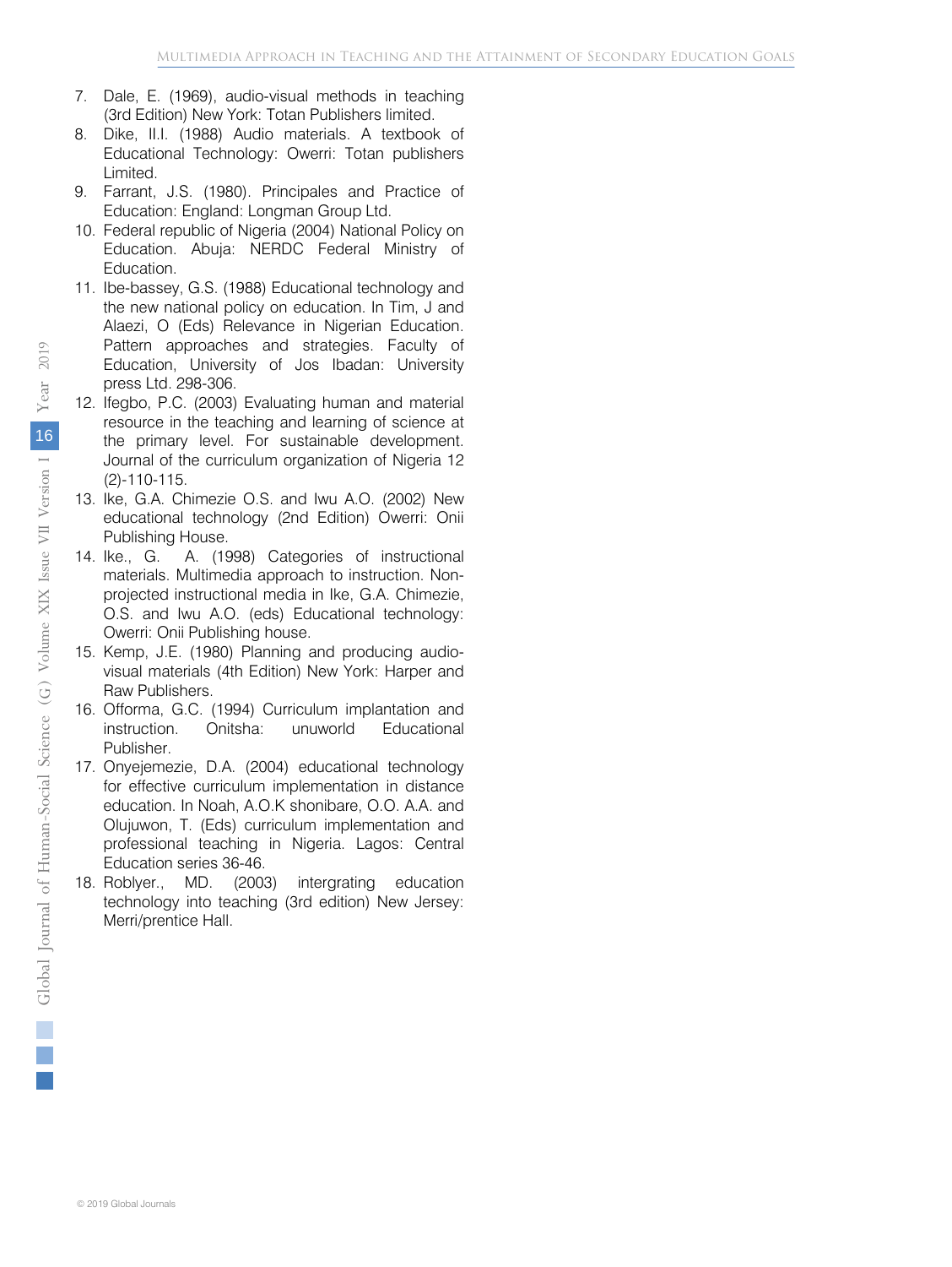7. Dale, E. (1969), audio-visual methods in teaching (3rd Edition) New York: Totan Publishers limited.
8. Dike, II.I. (1988) Audio materials. A textbook of Educational Technology: Owerri: Totan publishers Limited.
9. Farrant, J.S. (1980). Principales and Practice of Education: England: Longman Group Ltd.
10. Federal republic of Nigeria (2004) National Policy on Education. Abuja: NERDC Federal Ministry of Education.
11. Ibe-bassey, G.S. (1988) Educational technology and the new national policy on education. In Tim, J and Alaezi, O (Eds) Relevance in Nigerian Education. Pattern approaches and strategies. Faculty of Education, University of Jos Ibadan: University press Ltd. 298-306.
12. Ifegbo, P.C. (2003) Evaluating human and material resource in the teaching and learning of science at the primary level. For sustainable development. Journal of the curriculum organization of Nigeria 12 (2)-110-115.
13. Ike, G.A. Chimezie O.S. and Iwu A.O. (2002) New educational technology (2nd Edition) Owerri: Onii Publishing House.
14. Ike., G. A. (1998) Categories of instructional materials. Multimedia approach to instruction. Non-projected instructional media in Ike, G.A. Chimezie, O.S. and Iwu A.O. (eds) Educational technology: Owerri: Onii Publishing house.
15. Kemp, J.E. (1980) Planning and producing audio-visual materials (4th Edition) New York: Harper and Raw Publishers.
16. Offorma, G.C. (1994) Curriculum implantation and instruction. Onitsha: unuworld Educational Publisher.
17. Onyejemezie, D.A. (2004) educational technology for effective curriculum implementation in distance education. In Noah, A.O.K shonibare, O.O. A.A. and Olujuwon, T. (Eds) curriculum implementation and professional teaching in Nigeria. Lagos: Central Education series 36-46.
18. Roblyer., MD. (2003) intergrating education technology into teaching (3rd edition) New Jersey: Merri/prentice Hall.